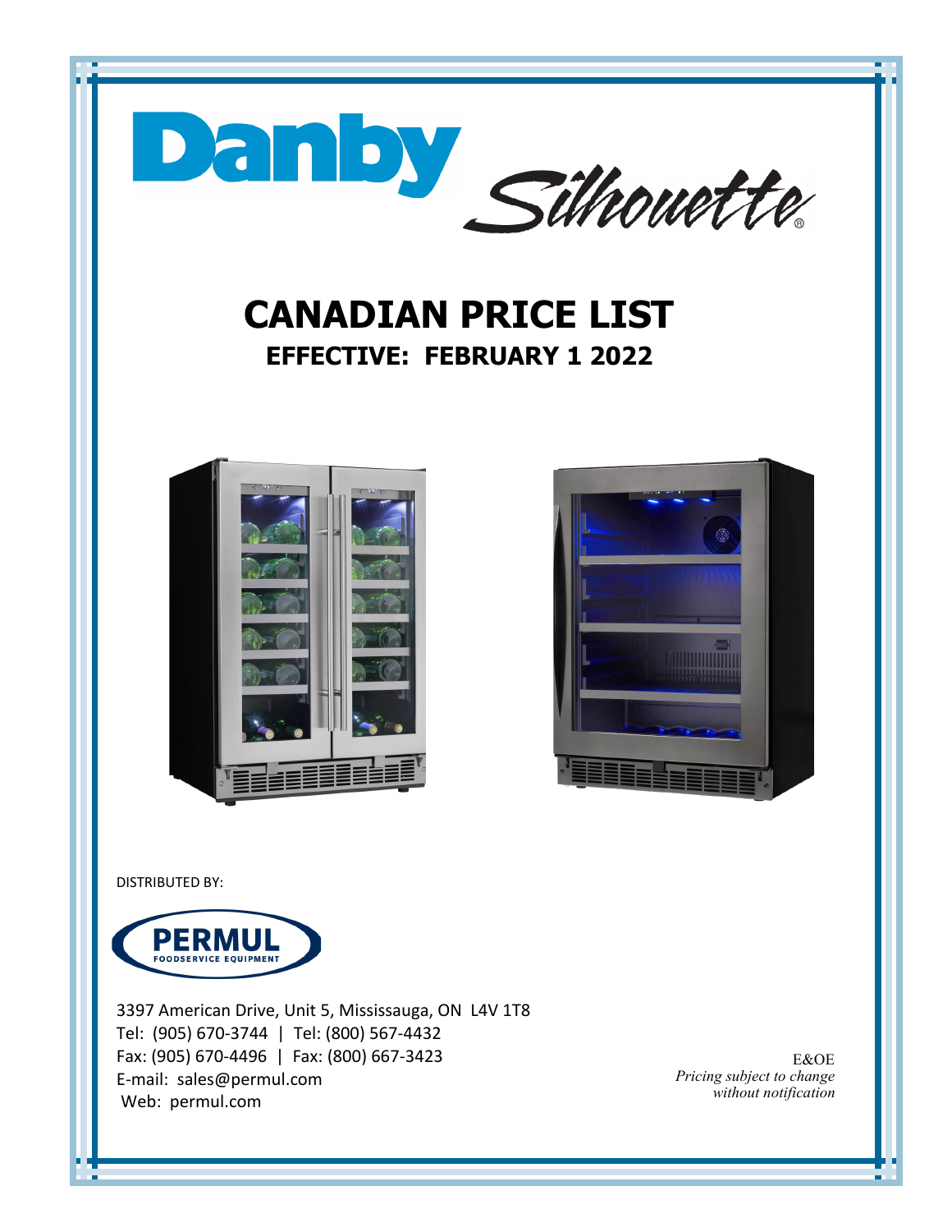Danby Silhouette

# CANADIAN PRICE LIST

## EFFECTIVE: FEBRUARY 1 2022

DISTRIBUTED BY:

PERMUL
FOODSERVICE EQUIPMENT

3397 American Drive, Unit 5, Mississauga, ON L4V 1T8
Tel: (905) 670-3744 | Tel: (800) 567-4432
Fax: (905) 670-4496 | Fax: (800) 667-3423
E-mail: sales@permul.com
Web: permul.com

E&OE
*Pricing subject to change without notification*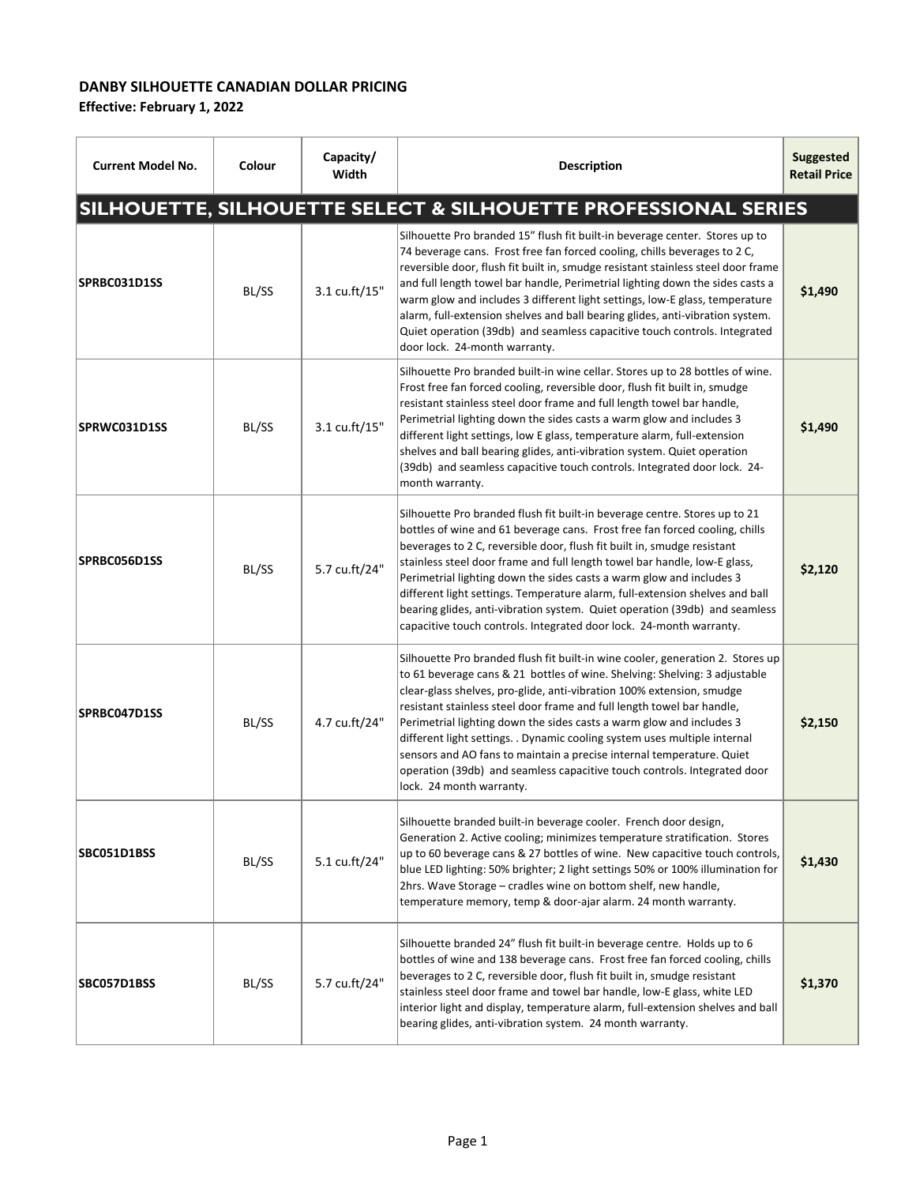**DANBY SILHOUETTE CANADIAN DOLLAR PRICING**

**Effective: February 1, 2022**

| Current Model No. | Colour | Capacity/ Width | Description | Suggested Retail Price |
|---|---|---|---|---|
| **SILHOUETTE, SILHOUETTE SELECT & SILHOUETTE PROFESSIONAL SERIES** | | | | |
| **SPRBC031D1SS** | BL/SS | 3.1 cu.ft/15" | Silhouette Pro branded 15" flush fit built-in beverage center. Stores up to 74 beverage cans. Frost free fan forced cooling, chills beverages to 2 C, reversible door, flush fit built in, smudge resistant stainless steel door frame and full length towel bar handle, Perimetrial lighting down the sides casts a warm glow and includes 3 different light settings, low-E glass, temperature alarm, full-extension shelves and ball bearing glides, anti-vibration system. Quiet operation (39db) and seamless capacitive touch controls. Integrated door lock. 24-month warranty. | **$1,490** |
| **SPRWC031D1SS** | BL/SS | 3.1 cu.ft/15" | Silhouette Pro branded built-in wine cellar. Stores up to 28 bottles of wine. Frost free fan forced cooling, reversible door, flush fit built in, smudge resistant stainless steel door frame and full length towel bar handle, Perimetrial lighting down the sides casts a warm glow and includes 3 different light settings, low E glass, temperature alarm, full-extension shelves and ball bearing glides, anti-vibration system. Quiet operation (39db) and seamless capacitive touch controls. Integrated door lock. 24-month warranty. | **$1,490** |
| **SPRBC056D1SS** | BL/SS | 5.7 cu.ft/24" | Silhouette Pro branded flush fit built-in beverage centre. Stores up to 21 bottles of wine and 61 beverage cans. Frost free fan forced cooling, chills beverages to 2 C, reversible door, flush fit built in, smudge resistant stainless steel door frame and full length towel bar handle, low-E glass, Perimetrial lighting down the sides casts a warm glow and includes 3 different light settings. Temperature alarm, full-extension shelves and ball bearing glides, anti-vibration system. Quiet operation (39db) and seamless capacitive touch controls. Integrated door lock. 24-month warranty. | **$2,120** |
| **SPRBC047D1SS** | BL/SS | 4.7 cu.ft/24" | Silhouette Pro branded flush fit built-in wine cooler, generation 2. Stores up to 61 beverage cans & 21 bottles of wine. Shelving: Shelving: 3 adjustable clear-glass shelves, pro-glide, anti-vibration 100% extension, smudge resistant stainless steel door frame and full length towel bar handle, Perimetrial lighting down the sides casts a warm glow and includes 3 different light settings. . Dynamic cooling system uses multiple internal sensors and AO fans to maintain a precise internal temperature. Quiet operation (39db) and seamless capacitive touch controls. Integrated door lock. 24 month warranty. | **$2,150** |
| **SBC051D1BSS** | BL/SS | 5.1 cu.ft/24" | Silhouette branded built-in beverage cooler. French door design, Generation 2. Active cooling; minimizes temperature stratification. Stores up to 60 beverage cans & 27 bottles of wine. New capacitive touch controls, blue LED lighting: 50% brighter; 2 light settings 50% or 100% illumination for 2hrs. Wave Storage – cradles wine on bottom shelf, new handle, temperature memory, temp & door-ajar alarm. 24 month warranty. | **$1,430** |
| **SBC057D1BSS** | BL/SS | 5.7 cu.ft/24" | Silhouette branded 24" flush fit built-in beverage centre. Holds up to 6 bottles of wine and 138 beverage cans. Frost free fan forced cooling, chills beverages to 2 C, reversible door, flush fit built in, smudge resistant stainless steel door frame and towel bar handle, low-E glass, white LED interior light and display, temperature alarm, full-extension shelves and ball bearing glides, anti-vibration system. 24 month warranty. | **$1,370** |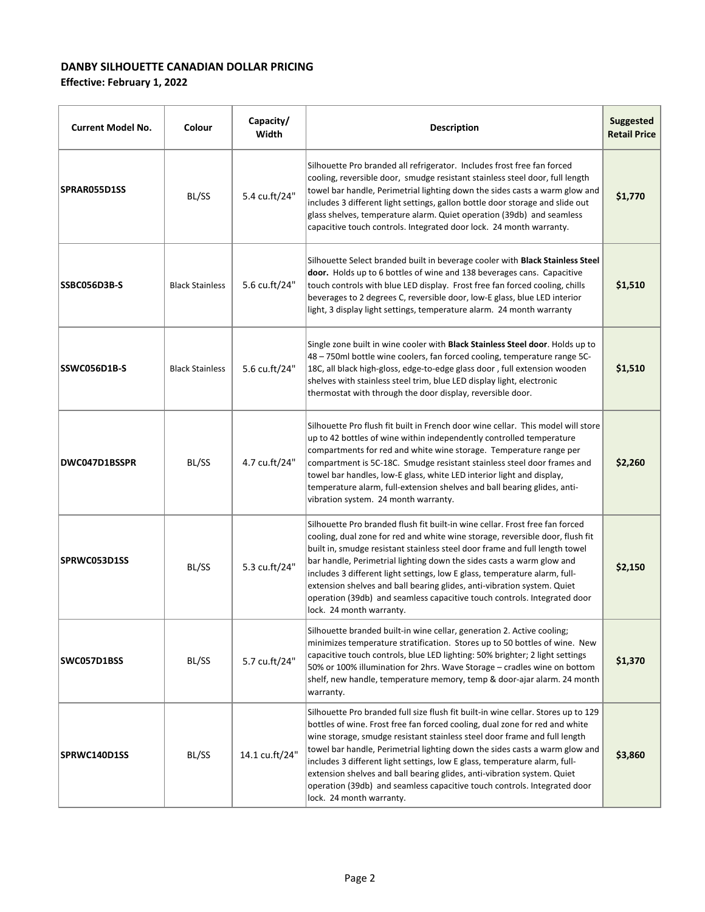**DANBY SILHOUETTE CANADIAN DOLLAR PRICING**

**Effective: February 1, 2022**

| Current Model No. | Colour | Capacity/ Width | Description | Suggested Retail Price |
|---|---|---|---|---|
| **SPRAR055D1SS** | BL/SS | 5.4 cu.ft/24" | Silhouette Pro branded all refrigerator. Includes frost free fan forced cooling, reversible door, smudge resistant stainless steel door, full length towel bar handle, Perimetrial lighting down the sides casts a warm glow and includes 3 different light settings, gallon bottle door storage and slide out glass shelves, temperature alarm. Quiet operation (39db) and seamless capacitive touch controls. Integrated door lock. 24 month warranty. | **$1,770** |
| **SSBC056D3B-S** | Black Stainless | 5.6 cu.ft/24" | Silhouette Select branded built in beverage cooler with **Black Stainless Steel door.** Holds up to 6 bottles of wine and 138 beverages cans. Capacitive touch controls with blue LED display. Frost free fan forced cooling, chills beverages to 2 degrees C, reversible door, low-E glass, blue LED interior light, 3 display light settings, temperature alarm. 24 month warranty | **$1,510** |
| **SSWC056D1B-S** | Black Stainless | 5.6 cu.ft/24" | Single zone built in wine cooler with **Black Stainless Steel door**. Holds up to 48 – 750ml bottle wine coolers, fan forced cooling, temperature range 5C-18C, all black high-gloss, edge-to-edge glass door , full extension wooden shelves with stainless steel trim, blue LED display light, electronic thermostat with through the door display, reversible door. | **$1,510** |
| **DWC047D1BSSPR** | BL/SS | 4.7 cu.ft/24" | Silhouette Pro flush fit built in French door wine cellar. This model will store up to 42 bottles of wine within independently controlled temperature compartments for red and white wine storage. Temperature range per compartment is 5C-18C. Smudge resistant stainless steel door frames and towel bar handles, low-E glass, white LED interior light and display, temperature alarm, full-extension shelves and ball bearing glides, anti-vibration system. 24 month warranty. | **$2,260** |
| **SPRWC053D1SS** | BL/SS | 5.3 cu.ft/24" | Silhouette Pro branded flush fit built-in wine cellar. Frost free fan forced cooling, dual zone for red and white wine storage, reversible door, flush fit built in, smudge resistant stainless steel door frame and full length towel bar handle, Perimetrial lighting down the sides casts a warm glow and includes 3 different light settings, low E glass, temperature alarm, full-extension shelves and ball bearing glides, anti-vibration system. Quiet operation (39db) and seamless capacitive touch controls. Integrated door lock. 24 month warranty. | **$2,150** |
| **SWC057D1BSS** | BL/SS | 5.7 cu.ft/24" | Silhouette branded built-in wine cellar, generation 2. Active cooling; minimizes temperature stratification. Stores up to 50 bottles of wine. New capacitive touch controls, blue LED lighting: 50% brighter; 2 light settings 50% or 100% illumination for 2hrs. Wave Storage – cradles wine on bottom shelf, new handle, temperature memory, temp & door-ajar alarm. 24 month warranty. | **$1,370** |
| **SPRWC140D1SS** | BL/SS | 14.1 cu.ft/24" | Silhouette Pro branded full size flush fit built-in wine cellar. Stores up to 129 bottles of wine. Frost free fan forced cooling, dual zone for red and white wine storage, smudge resistant stainless steel door frame and full length towel bar handle, Perimetrial lighting down the sides casts a warm glow and includes 3 different light settings, low E glass, temperature alarm, full-extension shelves and ball bearing glides, anti-vibration system. Quiet operation (39db) and seamless capacitive touch controls. Integrated door lock. 24 month warranty. | **$3,860** |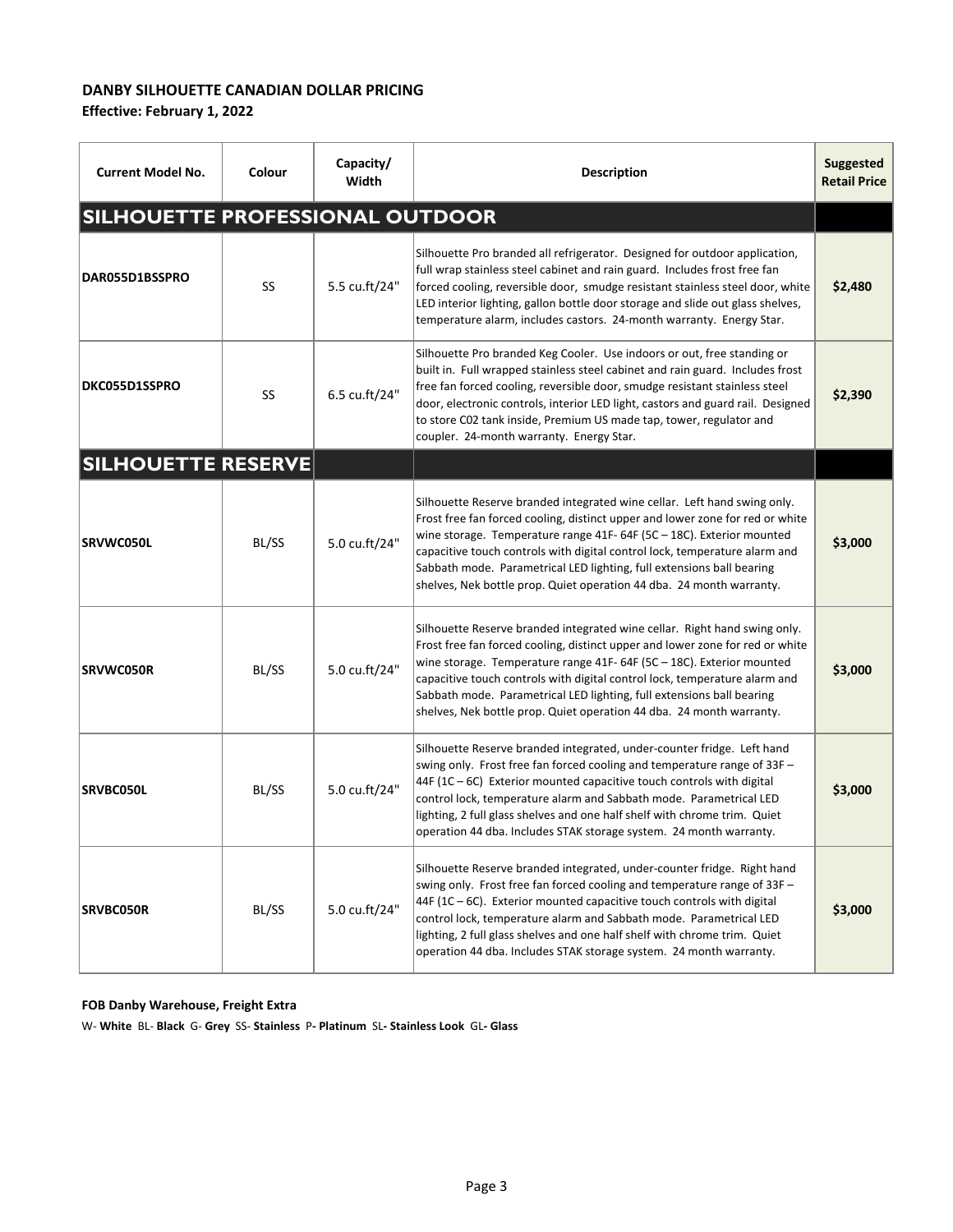**DANBY SILHOUETTE CANADIAN DOLLAR PRICING**

**Effective: February 1, 2022**

| Current Model No. | Colour | Capacity/ Width | Description | Suggested Retail Price |
|---|---|---|---|---|
| **SILHOUETTE PROFESSIONAL OUTDOOR** | | | | |
| **DAR055D1BSSPRO** | SS | 5.5 cu.ft/24" | Silhouette Pro branded all refrigerator. Designed for outdoor application, full wrap stainless steel cabinet and rain guard. Includes frost free fan forced cooling, reversible door, smudge resistant stainless steel door, white LED interior lighting, gallon bottle door storage and slide out glass shelves, temperature alarm, includes castors. 24-month warranty. Energy Star. | **$2,480** |
| **DKC055D1SSPRO** | SS | 6.5 cu.ft/24" | Silhouette Pro branded Keg Cooler. Use indoors or out, free standing or built in. Full wrapped stainless steel cabinet and rain guard. Includes frost free fan forced cooling, reversible door, smudge resistant stainless steel door, electronic controls, interior LED light, castors and guard rail. Designed to store C02 tank inside, Premium US made tap, tower, regulator and coupler. 24-month warranty. Energy Star. | **$2,390** |
| **SILHOUETTE RESERVE** | | | | |
| **SRVWC050L** | BL/SS | 5.0 cu.ft/24" | Silhouette Reserve branded integrated wine cellar. Left hand swing only. Frost free fan forced cooling, distinct upper and lower zone for red or white wine storage. Temperature range 41F- 64F (5C – 18C). Exterior mounted capacitive touch controls with digital control lock, temperature alarm and Sabbath mode. Parametrical LED lighting, full extensions ball bearing shelves, Nek bottle prop. Quiet operation 44 dba. 24 month warranty. | **$3,000** |
| **SRVWC050R** | BL/SS | 5.0 cu.ft/24" | Silhouette Reserve branded integrated wine cellar. Right hand swing only. Frost free fan forced cooling, distinct upper and lower zone for red or white wine storage. Temperature range 41F- 64F (5C – 18C). Exterior mounted capacitive touch controls with digital control lock, temperature alarm and Sabbath mode. Parametrical LED lighting, full extensions ball bearing shelves, Nek bottle prop. Quiet operation 44 dba. 24 month warranty. | **$3,000** |
| **SRVBC050L** | BL/SS | 5.0 cu.ft/24" | Silhouette Reserve branded integrated, under-counter fridge. Left hand swing only. Frost free fan forced cooling and temperature range of 33F – 44F (1C – 6C) Exterior mounted capacitive touch controls with digital control lock, temperature alarm and Sabbath mode. Parametrical LED lighting, 2 full glass shelves and one half shelf with chrome trim. Quiet operation 44 dba. Includes STAK storage system. 24 month warranty. | **$3,000** |
| **SRVBC050R** | BL/SS | 5.0 cu.ft/24" | Silhouette Reserve branded integrated, under-counter fridge. Right hand swing only. Frost free fan forced cooling and temperature range of 33F – 44F (1C – 6C). Exterior mounted capacitive touch controls with digital control lock, temperature alarm and Sabbath mode. Parametrical LED lighting, 2 full glass shelves and one half shelf with chrome trim. Quiet operation 44 dba. Includes STAK storage system. 24 month warranty. | **$3,000** |

**FOB Danby Warehouse, Freight Extra**

W- **White** BL- **Black** G- **Grey** SS- **Stainless** P**- Platinum** SL**- Stainless Look** GL**- Glass**